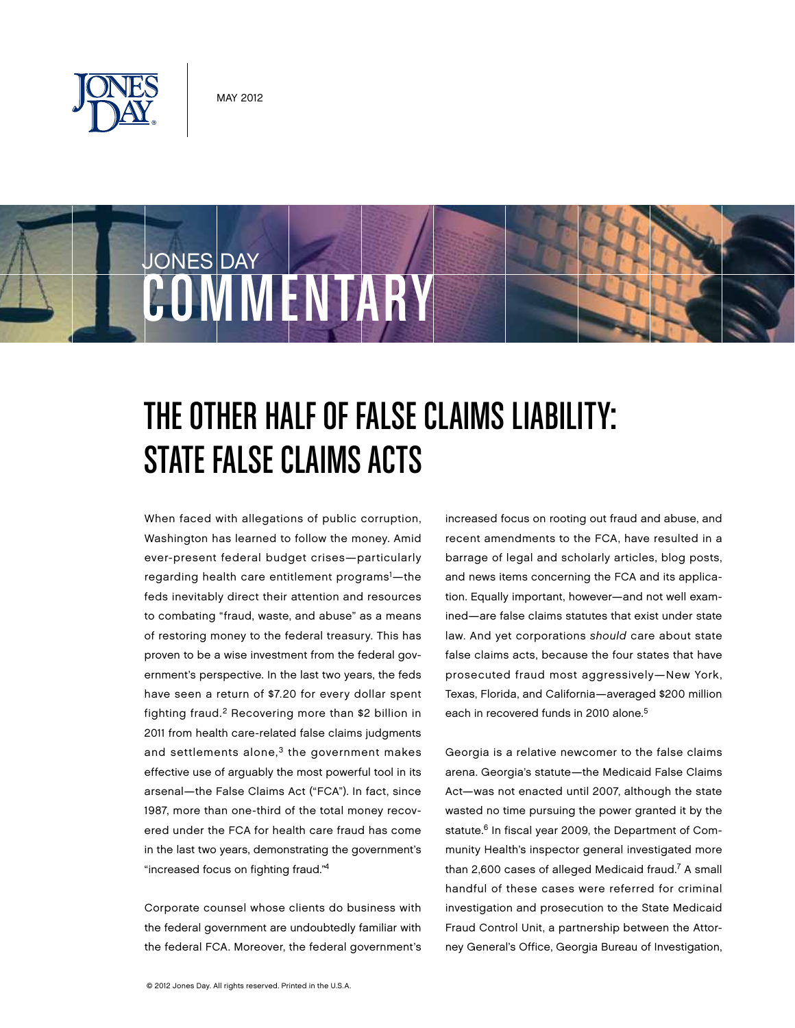MAY 2012

JONES DAY COMMENTARY

# THE OTHER HALF OF FALSE CLAIMS LIABILITY: STATE FALSE CLAIMS ACTS

When faced with allegations of public corruption, Washington has learned to follow the money. Amid ever-present federal budget crises—particularly regarding health care entitlement programs[1]—the feds inevitably direct their attention and resources to combating "fraud, waste, and abuse" as a means of restoring money to the federal treasury. This has proven to be a wise investment from the federal government's perspective. In the last two years, the feds have seen a return of $7.20 for every dollar spent fighting fraud.[2] Recovering more than $2 billion in 2011 from health care-related false claims judgments and settlements alone,[3] the government makes effective use of arguably the most powerful tool in its arsenal—the False Claims Act ("FCA"). In fact, since 1987, more than one-third of the total money recovered under the FCA for health care fraud has come in the last two years, demonstrating the government's "increased focus on fighting fraud."[4]

Corporate counsel whose clients do business with the federal government are undoubtedly familiar with the federal FCA. Moreover, the federal government's increased focus on rooting out fraud and abuse, and recent amendments to the FCA, have resulted in a barrage of legal and scholarly articles, blog posts, and news items concerning the FCA and its application. Equally important, however—and not well examined—are false claims statutes that exist under state law. And yet corporations *should* care about state false claims acts, because the four states that have prosecuted fraud most aggressively—New York, Texas, Florida, and California—averaged $200 million each in recovered funds in 2010 alone.[5]

Georgia is a relative newcomer to the false claims arena. Georgia's statute—the Medicaid False Claims Act—was not enacted until 2007, although the state wasted no time pursuing the power granted it by the statute.[6] In fiscal year 2009, the Department of Community Health's inspector general investigated more than 2,600 cases of alleged Medicaid fraud.[7] A small handful of these cases were referred for criminal investigation and prosecution to the State Medicaid Fraud Control Unit, a partnership between the Attorney General's Office, Georgia Bureau of Investigation,

© 2012 Jones Day. All rights reserved. Printed in the U.S.A.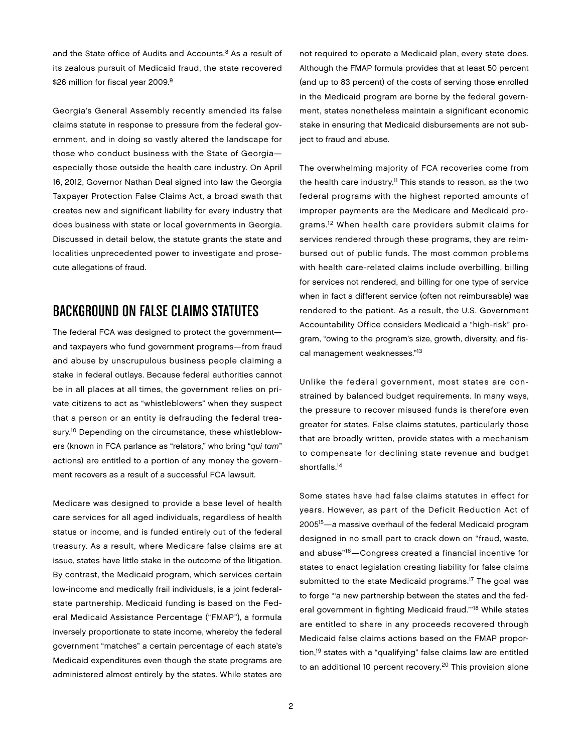and the State office of Audits and Accounts.[8] As a result of its zealous pursuit of Medicaid fraud, the state recovered $26 million for fiscal year 2009.[9]

Georgia's General Assembly recently amended its false claims statute in response to pressure from the federal government, and in doing so vastly altered the landscape for those who conduct business with the State of Georgia—especially those outside the health care industry. On April 16, 2012, Governor Nathan Deal signed into law the Georgia Taxpayer Protection False Claims Act, a broad swath that creates new and significant liability for every industry that does business with state or local governments in Georgia. Discussed in detail below, the statute grants the state and localities unprecedented power to investigate and prosecute allegations of fraud.

## BACKGROUND ON FALSE CLAIMS STATUTES

The federal FCA was designed to protect the government—and taxpayers who fund government programs—from fraud and abuse by unscrupulous business people claiming a stake in federal outlays. Because federal authorities cannot be in all places at all times, the government relies on private citizens to act as "whistleblowers" when they suspect that a person or an entity is defrauding the federal treasury.[10] Depending on the circumstance, these whistleblowers (known in FCA parlance as "relators," who bring "*qui tam*" actions) are entitled to a portion of any money the government recovers as a result of a successful FCA lawsuit.

Medicare was designed to provide a base level of health care services for all aged individuals, regardless of health status or income, and is funded entirely out of the federal treasury. As a result, where Medicare false claims are at issue, states have little stake in the outcome of the litigation. By contrast, the Medicaid program, which services certain low-income and medically frail individuals, is a joint federal-state partnership. Medicaid funding is based on the Federal Medicaid Assistance Percentage ("FMAP"), a formula inversely proportionate to state income, whereby the federal government "matches" a certain percentage of each state's Medicaid expenditures even though the state programs are administered almost entirely by the states. While states are not required to operate a Medicaid plan, every state does. Although the FMAP formula provides that at least 50 percent (and up to 83 percent) of the costs of serving those enrolled in the Medicaid program are borne by the federal government, states nonetheless maintain a significant economic stake in ensuring that Medicaid disbursements are not subject to fraud and abuse.

The overwhelming majority of FCA recoveries come from the health care industry.[11] This stands to reason, as the two federal programs with the highest reported amounts of improper payments are the Medicare and Medicaid programs.[12] When health care providers submit claims for services rendered through these programs, they are reimbursed out of public funds. The most common problems with health care-related claims include overbilling, billing for services not rendered, and billing for one type of service when in fact a different service (often not reimbursable) was rendered to the patient. As a result, the U.S. Government Accountability Office considers Medicaid a "high-risk" program, "owing to the program's size, growth, diversity, and fiscal management weaknesses."[13]

Unlike the federal government, most states are constrained by balanced budget requirements. In many ways, the pressure to recover misused funds is therefore even greater for states. False claims statutes, particularly those that are broadly written, provide states with a mechanism to compensate for declining state revenue and budget shortfalls.[14]

Some states have had false claims statutes in effect for years. However, as part of the Deficit Reduction Act of 2005[15]—a massive overhaul of the federal Medicaid program designed in no small part to crack down on "fraud, waste, and abuse"[16]—Congress created a financial incentive for states to enact legislation creating liability for false claims submitted to the state Medicaid programs.[17] The goal was to forge "'a new partnership between the states and the federal government in fighting Medicaid fraud.'"[18] While states are entitled to share in any proceeds recovered through Medicaid false claims actions based on the FMAP proportion,[19] states with a "qualifying" false claims law are entitled to an additional 10 percent recovery.[20] This provision alone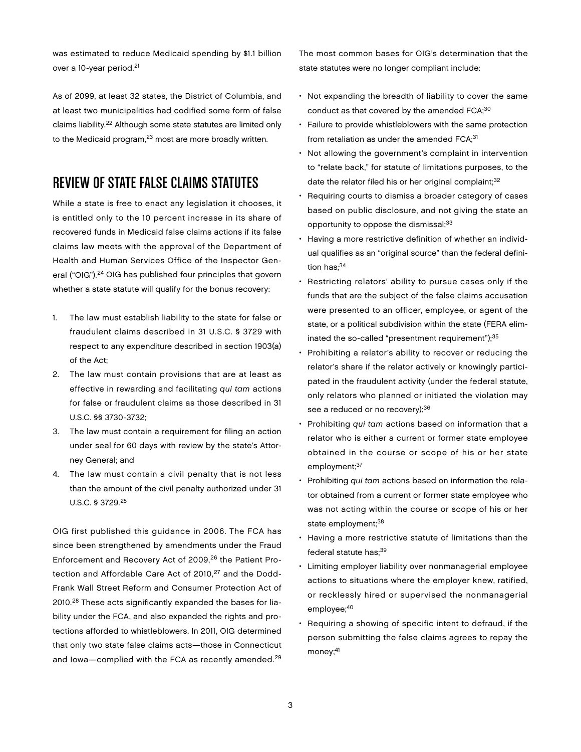was estimated to reduce Medicaid spending by $1.1 billion over a 10-year period.[21]

As of 2099, at least 32 states, the District of Columbia, and at least two municipalities had codified some form of false claims liability.[22] Although some state statutes are limited only to the Medicaid program,[23] most are more broadly written.

## REVIEW OF STATE FALSE CLAIMS STATUTES

While a state is free to enact any legislation it chooses, it is entitled only to the 10 percent increase in its share of recovered funds in Medicaid false claims actions if its false claims law meets with the approval of the Department of Health and Human Services Office of the Inspector General ("OIG").[24] OIG has published four principles that govern whether a state statute will qualify for the bonus recovery:

1. The law must establish liability to the state for false or fraudulent claims described in 31 U.S.C. § 3729 with respect to any expenditure described in section 1903(a) of the Act;
2. The law must contain provisions that are at least as effective in rewarding and facilitating *qui tam* actions for false or fraudulent claims as those described in 31 U.S.C. §§ 3730-3732;
3. The law must contain a requirement for filing an action under seal for 60 days with review by the state's Attorney General; and
4. The law must contain a civil penalty that is not less than the amount of the civil penalty authorized under 31 U.S.C. § 3729.[25]

OIG first published this guidance in 2006. The FCA has since been strengthened by amendments under the Fraud Enforcement and Recovery Act of 2009,[26] the Patient Protection and Affordable Care Act of 2010,[27] and the Dodd-Frank Wall Street Reform and Consumer Protection Act of 2010.[28] These acts significantly expanded the bases for liability under the FCA, and also expanded the rights and protections afforded to whistleblowers. In 2011, OIG determined that only two state false claims acts—those in Connecticut and Iowa—complied with the FCA as recently amended.[29]

The most common bases for OIG's determination that the state statutes were no longer compliant include:

- Not expanding the breadth of liability to cover the same conduct as that covered by the amended FCA;[30]
- Failure to provide whistleblowers with the same protection from retaliation as under the amended FCA;[31]
- Not allowing the government's complaint in intervention to "relate back," for statute of limitations purposes, to the date the relator filed his or her original complaint;[32]
- Requiring courts to dismiss a broader category of cases based on public disclosure, and not giving the state an opportunity to oppose the dismissal;[33]
- Having a more restrictive definition of whether an individual qualifies as an "original source" than the federal definition has;[34]
- Restricting relators' ability to pursue cases only if the funds that are the subject of the false claims accusation were presented to an officer, employee, or agent of the state, or a political subdivision within the state (FERA eliminated the so-called "presentment requirement");[35]
- Prohibiting a relator's ability to recover or reducing the relator's share if the relator actively or knowingly participated in the fraudulent activity (under the federal statute, only relators who planned or initiated the violation may see a reduced or no recovery);[36]
- Prohibiting *qui tam* actions based on information that a relator who is either a current or former state employee obtained in the course or scope of his or her state employment;[37]
- Prohibiting *qui tam* actions based on information the relator obtained from a current or former state employee who was not acting within the course or scope of his or her state employment;[38]
- Having a more restrictive statute of limitations than the federal statute has;[39]
- Limiting employer liability over nonmanagerial employee actions to situations where the employer knew, ratified, or recklessly hired or supervised the nonmanagerial employee;[40]
- Requiring a showing of specific intent to defraud, if the person submitting the false claims agrees to repay the money;[41]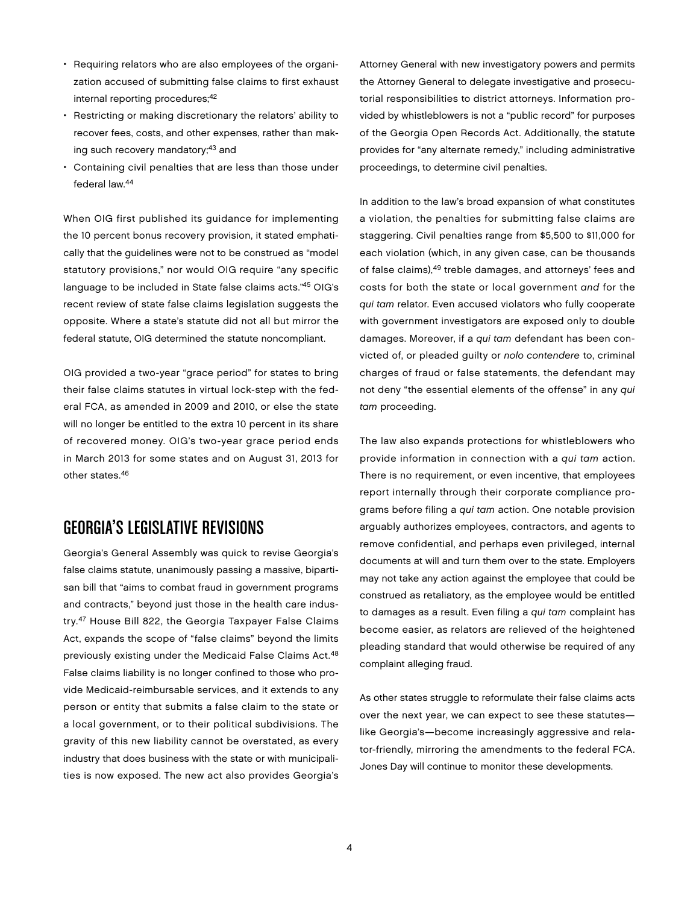- Requiring relators who are also employees of the organization accused of submitting false claims to first exhaust internal reporting procedures;[42]
- Restricting or making discretionary the relators' ability to recover fees, costs, and other expenses, rather than making such recovery mandatory;[43] and
- Containing civil penalties that are less than those under federal law.[44]

When OIG first published its guidance for implementing the 10 percent bonus recovery provision, it stated emphatically that the guidelines were not to be construed as "model statutory provisions," nor would OIG require "any specific language to be included in State false claims acts."[45] OIG's recent review of state false claims legislation suggests the opposite. Where a state's statute did not all but mirror the federal statute, OIG determined the statute noncompliant.

OIG provided a two-year "grace period" for states to bring their false claims statutes in virtual lock-step with the federal FCA, as amended in 2009 and 2010, or else the state will no longer be entitled to the extra 10 percent in its share of recovered money. OIG's two-year grace period ends in March 2013 for some states and on August 31, 2013 for other states.[46]

## GEORGIA'S LEGISLATIVE REVISIONS

Georgia's General Assembly was quick to revise Georgia's false claims statute, unanimously passing a massive, bipartisan bill that "aims to combat fraud in government programs and contracts," beyond just those in the health care industry.[47] House Bill 822, the Georgia Taxpayer False Claims Act, expands the scope of "false claims" beyond the limits previously existing under the Medicaid False Claims Act.[48] False claims liability is no longer confined to those who provide Medicaid-reimbursable services, and it extends to any person or entity that submits a false claim to the state or a local government, or to their political subdivisions. The gravity of this new liability cannot be overstated, as every industry that does business with the state or with municipalities is now exposed. The new act also provides Georgia's Attorney General with new investigatory powers and permits the Attorney General to delegate investigative and prosecutorial responsibilities to district attorneys. Information provided by whistleblowers is not a "public record" for purposes of the Georgia Open Records Act. Additionally, the statute provides for "any alternate remedy," including administrative proceedings, to determine civil penalties.

In addition to the law's broad expansion of what constitutes a violation, the penalties for submitting false claims are staggering. Civil penalties range from $5,500 to $11,000 for each violation (which, in any given case, can be thousands of false claims),[49] treble damages, and attorneys' fees and costs for both the state or local government *and* for the *qui tam* relator. Even accused violators who fully cooperate with government investigators are exposed only to double damages. Moreover, if a *qui tam* defendant has been convicted of, or pleaded guilty or *nolo contendere* to, criminal charges of fraud or false statements, the defendant may not deny "the essential elements of the offense" in any *qui tam* proceeding.

The law also expands protections for whistleblowers who provide information in connection with a *qui tam* action. There is no requirement, or even incentive, that employees report internally through their corporate compliance programs before filing a *qui tam* action. One notable provision arguably authorizes employees, contractors, and agents to remove confidential, and perhaps even privileged, internal documents at will and turn them over to the state. Employers may not take any action against the employee that could be construed as retaliatory, as the employee would be entitled to damages as a result. Even filing a *qui tam* complaint has become easier, as relators are relieved of the heightened pleading standard that would otherwise be required of any complaint alleging fraud.

As other states struggle to reformulate their false claims acts over the next year, we can expect to see these statutes—like Georgia's—become increasingly aggressive and relator-friendly, mirroring the amendments to the federal FCA. Jones Day will continue to monitor these developments.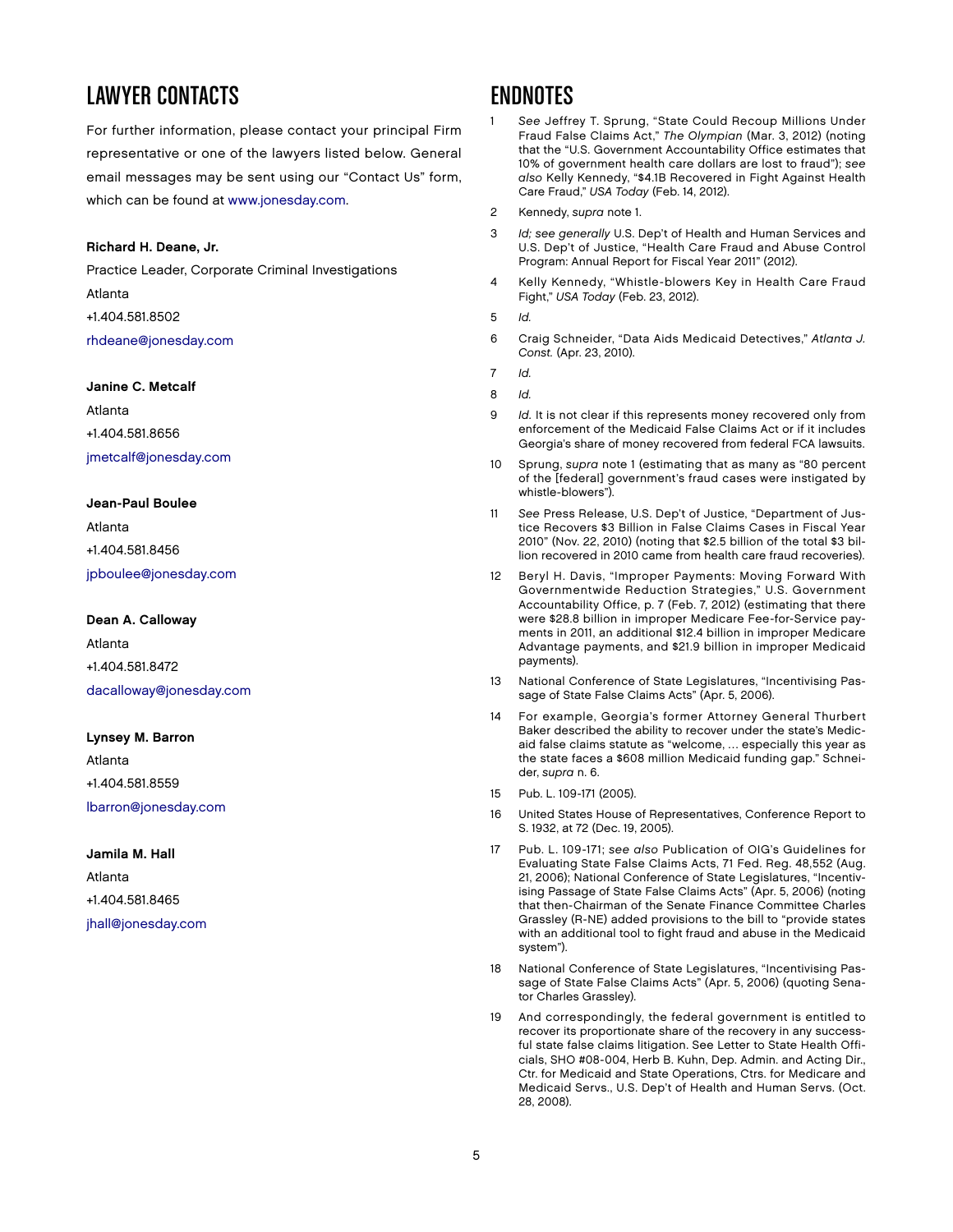## LAWYER CONTACTS

For further information, please contact your principal Firm representative or one of the lawyers listed below. General email messages may be sent using our "Contact Us" form, which can be found at www.jonesday.com.

**Richard H. Deane, Jr.**
Practice Leader, Corporate Criminal Investigations
Atlanta
+1.404.581.8502
rhdeane@jonesday.com

**Janine C. Metcalf**
Atlanta
+1.404.581.8656
jmetcalf@jonesday.com

**Jean-Paul Boulee**
Atlanta
+1.404.581.8456
jpboulee@jonesday.com

**Dean A. Calloway**
Atlanta
+1.404.581.8472
dacalloway@jonesday.com

**Lynsey M. Barron**
Atlanta
+1.404.581.8559
lbarron@jonesday.com

**Jamila M. Hall**
Atlanta
+1.404.581.8465
jhall@jonesday.com

## ENDNOTES

1 *See* Jeffrey T. Sprung, "State Could Recoup Millions Under Fraud False Claims Act," *The Olympian* (Mar. 3, 2012) (noting that the "U.S. Government Accountability Office estimates that 10% of government health care dollars are lost to fraud"); *see also* Kelly Kennedy, "$4.1B Recovered in Fight Against Health Care Fraud," *USA Today* (Feb. 14, 2012).

2 Kennedy, *supra* note 1.

3 *Id; see generally* U.S. Dep't of Health and Human Services and U.S. Dep't of Justice, "Health Care Fraud and Abuse Control Program: Annual Report for Fiscal Year 2011" (2012).

4 Kelly Kennedy, "Whistle-blowers Key in Health Care Fraud Fight," *USA Today* (Feb. 23, 2012).

5 *Id.*

6 Craig Schneider, "Data Aids Medicaid Detectives," *Atlanta J. Const.* (Apr. 23, 2010).

7 *Id.*

8 *Id.*

9 *Id.* It is not clear if this represents money recovered only from enforcement of the Medicaid False Claims Act or if it includes Georgia's share of money recovered from federal FCA lawsuits.

10 Sprung, *supra* note 1 (estimating that as many as "80 percent of the [federal] government's fraud cases were instigated by whistle-blowers").

11 *See* Press Release, U.S. Dep't of Justice, "Department of Justice Recovers $3 Billion in False Claims Cases in Fiscal Year 2010" (Nov. 22, 2010) (noting that $2.5 billion of the total $3 billion recovered in 2010 came from health care fraud recoveries).

12 Beryl H. Davis, "Improper Payments: Moving Forward With Governmentwide Reduction Strategies," U.S. Government Accountability Office, p. 7 (Feb. 7, 2012) (estimating that there were $28.8 billion in improper Medicare Fee-for-Service payments in 2011, an additional $12.4 billion in improper Medicare Advantage payments, and $21.9 billion in improper Medicaid payments).

13 National Conference of State Legislatures, "Incentivising Passage of State False Claims Acts" (Apr. 5, 2006).

14 For example, Georgia's former Attorney General Thurbert Baker described the ability to recover under the state's Medicaid false claims statute as "welcome, ... especially this year as the state faces a $608 million Medicaid funding gap." Schneider, *supra* n. 6.

15 Pub. L. 109-171 (2005).

16 United States House of Representatives, Conference Report to S. 1932, at 72 (Dec. 19, 2005).

17 Pub. L. 109-171; *see also* Publication of OIG's Guidelines for Evaluating State False Claims Acts, 71 Fed. Reg. 48,552 (Aug. 21, 2006); National Conference of State Legislatures, "Incentivising Passage of State False Claims Acts" (Apr. 5, 2006) (noting that then-Chairman of the Senate Finance Committee Charles Grassley (R-NE) added provisions to the bill to "provide states with an additional tool to fight fraud and abuse in the Medicaid system").

18 National Conference of State Legislatures, "Incentivising Passage of State False Claims Acts" (Apr. 5, 2006) (quoting Senator Charles Grassley).

19 And correspondingly, the federal government is entitled to recover its proportionate share of the recovery in any successful state false claims litigation. See Letter to State Health Officials, SHO #08-004, Herb B. Kuhn, Dep. Admin. and Acting Dir., Ctr. for Medicaid and State Operations, Ctrs. for Medicare and Medicaid Servs., U.S. Dep't of Health and Human Servs. (Oct. 28, 2008).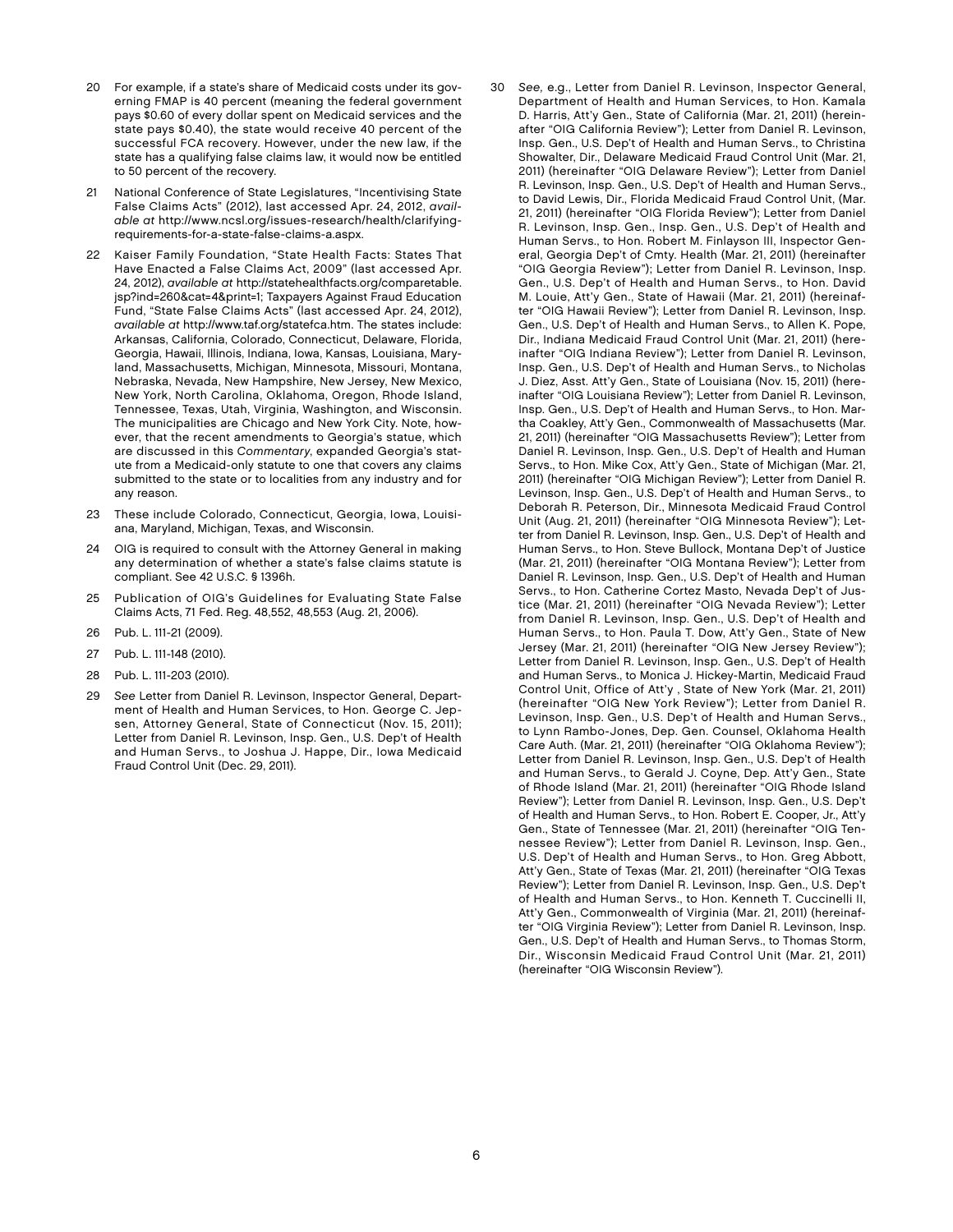20 For example, if a state's share of Medicaid costs under its governing FMAP is 40 percent (meaning the federal government pays $0.60 of every dollar spent on Medicaid services and the state pays $0.40), the state would receive 40 percent of the successful FCA recovery. However, under the new law, if the state has a qualifying false claims law, it would now be entitled to 50 percent of the recovery.

21 National Conference of State Legislatures, "Incentivising State False Claims Acts" (2012), last accessed Apr. 24, 2012, *available at* http://www.ncsl.org/issues-research/health/clarifying-requirements-for-a-state-false-claims-a.aspx.

22 Kaiser Family Foundation, "State Health Facts: States That Have Enacted a False Claims Act, 2009" (last accessed Apr. 24, 2012), *available at* http://statehealthfacts.org/comparetable.jsp?ind=260&cat=4&print=1; Taxpayers Against Fraud Education Fund, "State False Claims Acts" (last accessed Apr. 24, 2012), *available at* http://www.taf.org/statefca.htm. The states include: Arkansas, California, Colorado, Connecticut, Delaware, Florida, Georgia, Hawaii, Illinois, Indiana, Iowa, Kansas, Louisiana, Maryland, Massachusetts, Michigan, Minnesota, Missouri, Montana, Nebraska, Nevada, New Hampshire, New Jersey, New Mexico, New York, North Carolina, Oklahoma, Oregon, Rhode Island, Tennessee, Texas, Utah, Virginia, Washington, and Wisconsin. The municipalities are Chicago and New York City. Note, however, that the recent amendments to Georgia's statue, which are discussed in this *Commentary*, expanded Georgia's statute from a Medicaid-only statute to one that covers any claims submitted to the state or to localities from any industry and for any reason.

23 These include Colorado, Connecticut, Georgia, Iowa, Louisiana, Maryland, Michigan, Texas, and Wisconsin.

24 OIG is required to consult with the Attorney General in making any determination of whether a state's false claims statute is compliant. See 42 U.S.C. § 1396h.

25 Publication of OIG's Guidelines for Evaluating State False Claims Acts, 71 Fed. Reg. 48,552, 48,553 (Aug. 21, 2006).

26 Pub. L. 111-21 (2009).

27 Pub. L. 111-148 (2010).

28 Pub. L. 111-203 (2010).

29 *See* Letter from Daniel R. Levinson, Inspector General, Department of Health and Human Services, to Hon. George C. Jepsen, Attorney General, State of Connecticut (Nov. 15, 2011); Letter from Daniel R. Levinson, Insp. Gen., U.S. Dep't of Health and Human Servs., to Joshua J. Happe, Dir., Iowa Medicaid Fraud Control Unit (Dec. 29, 2011).

30 *See*, e.g., Letter from Daniel R. Levinson, Inspector General, Department of Health and Human Services, to Hon. Kamala D. Harris, Att'y Gen., State of California (Mar. 21, 2011) (hereinafter "OIG California Review"); Letter from Daniel R. Levinson, Insp. Gen., U.S. Dep't of Health and Human Servs., to Christina Showalter, Dir., Delaware Medicaid Fraud Control Unit (Mar. 21, 2011) (hereinafter "OIG Delaware Review"); Letter from Daniel R. Levinson, Insp. Gen., U.S. Dep't of Health and Human Servs., to David Lewis, Dir., Florida Medicaid Fraud Control Unit, (Mar. 21, 2011) (hereinafter "OIG Florida Review"); Letter from Daniel R. Levinson, Insp. Gen., Insp. Gen., U.S. Dep't of Health and Human Servs., to Hon. Robert M. Finlayson III, Inspector General, Georgia Dep't of Cmty. Health (Mar. 21, 2011) (hereinafter "OIG Georgia Review"); Letter from Daniel R. Levinson, Insp. Gen., U.S. Dep't of Health and Human Servs., to Hon. David M. Louie, Att'y Gen., State of Hawaii (Mar. 21, 2011) (hereinafter "OIG Hawaii Review"); Letter from Daniel R. Levinson, Insp. Gen., U.S. Dep't of Health and Human Servs., to Allen K. Pope, Dir., Indiana Medicaid Fraud Control Unit (Mar. 21, 2011) (hereinafter "OIG Indiana Review"); Letter from Daniel R. Levinson, Insp. Gen., U.S. Dep't of Health and Human Servs., to Nicholas J. Diez, Asst. Att'y Gen., State of Louisiana (Nov. 15, 2011) (hereinafter "OIG Louisiana Review"); Letter from Daniel R. Levinson, Insp. Gen., U.S. Dep't of Health and Human Servs., to Hon. Martha Coakley, Att'y Gen., Commonwealth of Massachusetts (Mar. 21, 2011) (hereinafter "OIG Massachusetts Review"); Letter from Daniel R. Levinson, Insp. Gen., U.S. Dep't of Health and Human Servs., to Hon. Mike Cox, Att'y Gen., State of Michigan (Mar. 21, 2011) (hereinafter "OIG Michigan Review"); Letter from Daniel R. Levinson, Insp. Gen., U.S. Dep't of Health and Human Servs., to Deborah R. Peterson, Dir., Minnesota Medicaid Fraud Control Unit (Aug. 21, 2011) (hereinafter "OIG Minnesota Review"); Letter from Daniel R. Levinson, Insp. Gen., U.S. Dep't of Health and Human Servs., to Hon. Steve Bullock, Montana Dep't of Justice (Mar. 21, 2011) (hereinafter "OIG Montana Review"); Letter from Daniel R. Levinson, Insp. Gen., U.S. Dep't of Health and Human Servs., to Hon. Catherine Cortez Masto, Nevada Dep't of Justice (Mar. 21, 2011) (hereinafter "OIG Nevada Review"); Letter from Daniel R. Levinson, Insp. Gen., U.S. Dep't of Health and Human Servs., to Hon. Paula T. Dow, Att'y Gen., State of New Jersey (Mar. 21, 2011) (hereinafter "OIG New Jersey Review"); Letter from Daniel R. Levinson, Insp. Gen., U.S. Dep't of Health and Human Servs., to Monica J. Hickey-Martin, Medicaid Fraud Control Unit, Office of Att'y , State of New York (Mar. 21, 2011) (hereinafter "OIG New York Review"); Letter from Daniel R. Levinson, Insp. Gen., U.S. Dep't of Health and Human Servs., to Lynn Rambo-Jones, Dep. Gen. Counsel, Oklahoma Health Care Auth. (Mar. 21, 2011) (hereinafter "OIG Oklahoma Review"); Letter from Daniel R. Levinson, Insp. Gen., U.S. Dep't of Health and Human Servs., to Gerald J. Coyne, Dep. Att'y Gen., State of Rhode Island (Mar. 21, 2011) (hereinafter "OIG Rhode Island Review"); Letter from Daniel R. Levinson, Insp. Gen., U.S. Dep't of Health and Human Servs., to Hon. Robert E. Cooper, Jr., Att'y Gen., State of Tennessee (Mar. 21, 2011) (hereinafter "OIG Tennessee Review"); Letter from Daniel R. Levinson, Insp. Gen., U.S. Dep't of Health and Human Servs., to Hon. Greg Abbott, Att'y Gen., State of Texas (Mar. 21, 2011) (hereinafter "OIG Texas Review"); Letter from Daniel R. Levinson, Insp. Gen., U.S. Dep't of Health and Human Servs., to Hon. Kenneth T. Cuccinelli II, Att'y Gen., Commonwealth of Virginia (Mar. 21, 2011) (hereinafter "OIG Virginia Review"); Letter from Daniel R. Levinson, Insp. Gen., U.S. Dep't of Health and Human Servs., to Thomas Storm, Dir., Wisconsin Medicaid Fraud Control Unit (Mar. 21, 2011) (hereinafter "OIG Wisconsin Review").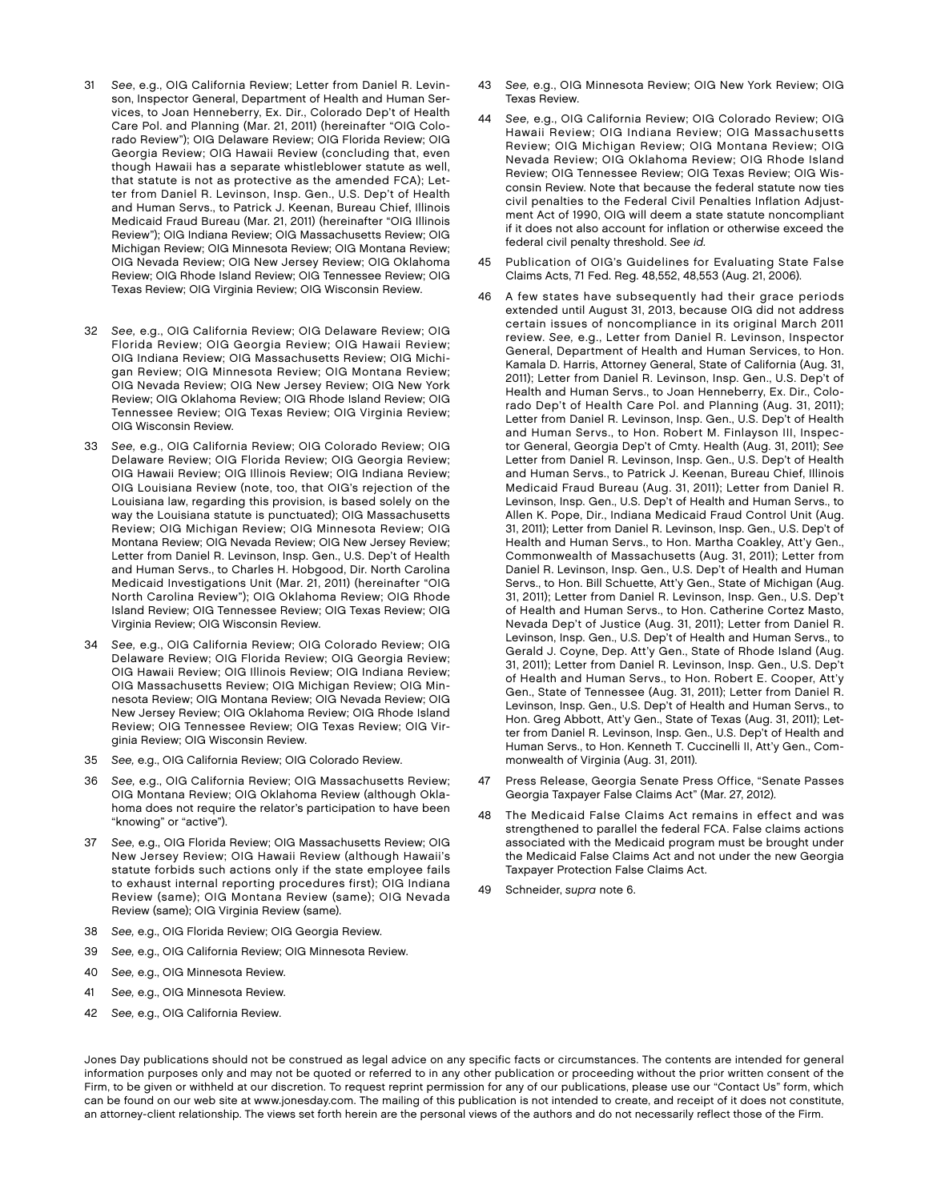31 *See*, e.g., OIG California Review; Letter from Daniel R. Levinson, Inspector General, Department of Health and Human Services, to Joan Henneberry, Ex. Dir., Colorado Dep't of Health Care Pol. and Planning (Mar. 21, 2011) (hereinafter "OIG Colorado Review"); OIG Delaware Review; OIG Florida Review; OIG Georgia Review; OIG Hawaii Review (concluding that, even though Hawaii has a separate whistleblower statute as well, that statute is not as protective as the amended FCA); Letter from Daniel R. Levinson, Insp. Gen., U.S. Dep't of Health and Human Servs., to Patrick J. Keenan, Bureau Chief, Illinois Medicaid Fraud Bureau (Mar. 21, 2011) (hereinafter "OIG Illinois Review"); OIG Indiana Review; OIG Massachusetts Review; OIG Michigan Review; OIG Minnesota Review; OIG Montana Review; OIG Nevada Review; OIG New Jersey Review; OIG Oklahoma Review; OIG Rhode Island Review; OIG Tennessee Review; OIG Texas Review; OIG Virginia Review; OIG Wisconsin Review.

32 *See*, e.g., OIG California Review; OIG Delaware Review; OIG Florida Review; OIG Georgia Review; OIG Hawaii Review; OIG Indiana Review; OIG Massachusetts Review; OIG Michigan Review; OIG Minnesota Review; OIG Montana Review; OIG Nevada Review; OIG New Jersey Review; OIG New York Review; OIG Oklahoma Review; OIG Rhode Island Review; OIG Tennessee Review; OIG Texas Review; OIG Virginia Review; OIG Wisconsin Review.

33 *See*, e.g., OIG California Review; OIG Colorado Review; OIG Delaware Review; OIG Florida Review; OIG Georgia Review; OIG Hawaii Review; OIG Illinois Review; OIG Indiana Review; OIG Louisiana Review (note, too, that OIG's rejection of the Louisiana law, regarding this provision, is based solely on the way the Louisiana statute is punctuated); OIG Massachusetts Review; OIG Michigan Review; OIG Minnesota Review; OIG Montana Review; OIG Nevada Review; OIG New Jersey Review; Letter from Daniel R. Levinson, Insp. Gen., U.S. Dep't of Health and Human Servs., to Charles H. Hobgood, Dir. North Carolina Medicaid Investigations Unit (Mar. 21, 2011) (hereinafter "OIG North Carolina Review"); OIG Oklahoma Review; OIG Rhode Island Review; OIG Tennessee Review; OIG Texas Review; OIG Virginia Review; OIG Wisconsin Review.

34 *See*, e.g., OIG California Review; OIG Colorado Review; OIG Delaware Review; OIG Florida Review; OIG Georgia Review; OIG Hawaii Review; OIG Illinois Review; OIG Indiana Review; OIG Massachusetts Review; OIG Michigan Review; OIG Minnesota Review; OIG Montana Review; OIG Nevada Review; OIG New Jersey Review; OIG Oklahoma Review; OIG Rhode Island Review; OIG Tennessee Review; OIG Texas Review; OIG Virginia Review; OIG Wisconsin Review.

35 *See*, e.g., OIG California Review; OIG Colorado Review.

36 *See*, e.g., OIG California Review; OIG Massachusetts Review; OIG Montana Review; OIG Oklahoma Review (although Oklahoma does not require the relator's participation to have been "knowing" or "active").

37 *See*, e.g., OIG Florida Review; OIG Massachusetts Review; OIG New Jersey Review; OIG Hawaii Review (although Hawaii's statute forbids such actions only if the state employee fails to exhaust internal reporting procedures first); OIG Indiana Review (same); OIG Montana Review (same); OIG Nevada Review (same); OIG Virginia Review (same).

38 *See*, e.g., OIG Florida Review; OIG Georgia Review.

39 *See*, e.g., OIG California Review; OIG Minnesota Review.

40 *See*, e.g., OIG Minnesota Review.

41 *See*, e.g., OIG Minnesota Review.

42 *See*, e.g., OIG California Review.

43 *See*, e.g., OIG Minnesota Review; OIG New York Review; OIG Texas Review.

44 *See*, e.g., OIG California Review; OIG Colorado Review; OIG Hawaii Review; OIG Indiana Review; OIG Massachusetts Review; OIG Michigan Review; OIG Montana Review; OIG Nevada Review; OIG Oklahoma Review; OIG Rhode Island Review; OIG Tennessee Review; OIG Texas Review; OIG Wisconsin Review. Note that because the federal statute now ties civil penalties to the Federal Civil Penalties Inflation Adjustment Act of 1990, OIG will deem a state statute noncompliant if it does not also account for inflation or otherwise exceed the federal civil penalty threshold. *See id.*

45 Publication of OIG's Guidelines for Evaluating State False Claims Acts, 71 Fed. Reg. 48,552, 48,553 (Aug. 21, 2006).

46 A few states have subsequently had their grace periods extended until August 31, 2013, because OIG did not address certain issues of noncompliance in its original March 2011 review. *See*, e.g., Letter from Daniel R. Levinson, Inspector General, Department of Health and Human Services, to Hon. Kamala D. Harris, Attorney General, State of California (Aug. 31, 2011); Letter from Daniel R. Levinson, Insp. Gen., U.S. Dep't of Health and Human Servs., to Joan Henneberry, Ex. Dir., Colorado Dep't of Health Care Pol. and Planning (Aug. 31, 2011); Letter from Daniel R. Levinson, Insp. Gen., U.S. Dep't of Health and Human Servs., to Hon. Robert M. Finlayson III, Inspector General, Georgia Dep't of Cmty. Health (Aug. 31, 2011); *See* Letter from Daniel R. Levinson, Insp. Gen., U.S. Dep't of Health and Human Servs., to Patrick J. Keenan, Bureau Chief, Illinois Medicaid Fraud Bureau (Aug. 31, 2011); Letter from Daniel R. Levinson, Insp. Gen., U.S. Dep't of Health and Human Servs., to Allen K. Pope, Dir., Indiana Medicaid Fraud Control Unit (Aug. 31, 2011); Letter from Daniel R. Levinson, Insp. Gen., U.S. Dep't of Health and Human Servs., to Hon. Martha Coakley, Att'y Gen., Commonwealth of Massachusetts (Aug. 31, 2011); Letter from Daniel R. Levinson, Insp. Gen., U.S. Dep't of Health and Human Servs., to Hon. Bill Schuette, Att'y Gen., State of Michigan (Aug. 31, 2011); Letter from Daniel R. Levinson, Insp. Gen., U.S. Dep't of Health and Human Servs., to Hon. Catherine Cortez Masto, Nevada Dep't of Justice (Aug. 31, 2011); Letter from Daniel R. Levinson, Insp. Gen., U.S. Dep't of Health and Human Servs., to Gerald J. Coyne, Dep. Att'y Gen., State of Rhode Island (Aug. 31, 2011); Letter from Daniel R. Levinson, Insp. Gen., U.S. Dep't of Health and Human Servs., to Hon. Robert E. Cooper, Att'y Gen., State of Tennessee (Aug. 31, 2011); Letter from Daniel R. Levinson, Insp. Gen., U.S. Dep't of Health and Human Servs., to Hon. Greg Abbott, Att'y Gen., State of Texas (Aug. 31, 2011); Letter from Daniel R. Levinson, Insp. Gen., U.S. Dep't of Health and Human Servs., to Hon. Kenneth T. Cuccinelli II, Att'y Gen., Commonwealth of Virginia (Aug. 31, 2011).

47 Press Release, Georgia Senate Press Office, "Senate Passes Georgia Taxpayer False Claims Act" (Mar. 27, 2012).

48 The Medicaid False Claims Act remains in effect and was strengthened to parallel the federal FCA. False claims actions associated with the Medicaid program must be brought under the Medicaid False Claims Act and not under the new Georgia Taxpayer Protection False Claims Act.

49 Schneider, *supra* note 6.

Jones Day publications should not be construed as legal advice on any specific facts or circumstances. The contents are intended for general information purposes only and may not be quoted or referred to in any other publication or proceeding without the prior written consent of the Firm, to be given or withheld at our discretion. To request reprint permission for any of our publications, please use our "Contact Us" form, which can be found on our web site at www.jonesday.com. The mailing of this publication is not intended to create, and receipt of it does not constitute, an attorney-client relationship. The views set forth herein are the personal views of the authors and do not necessarily reflect those of the Firm.